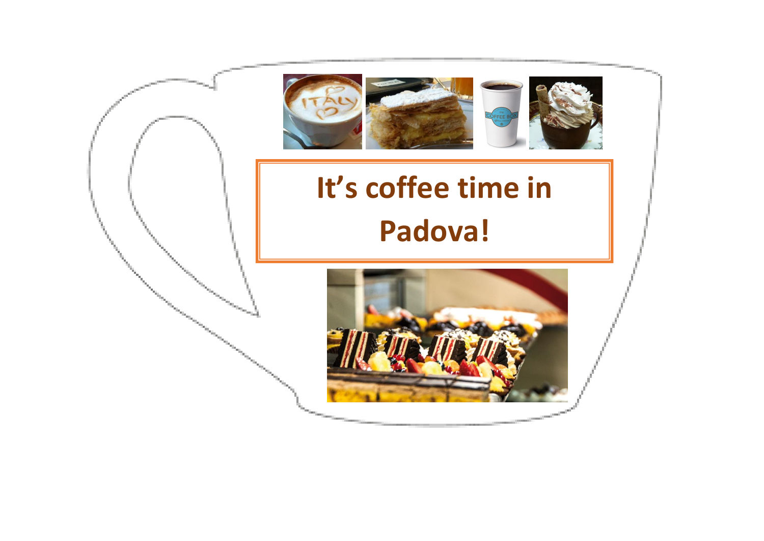# It's coffee time in Padova!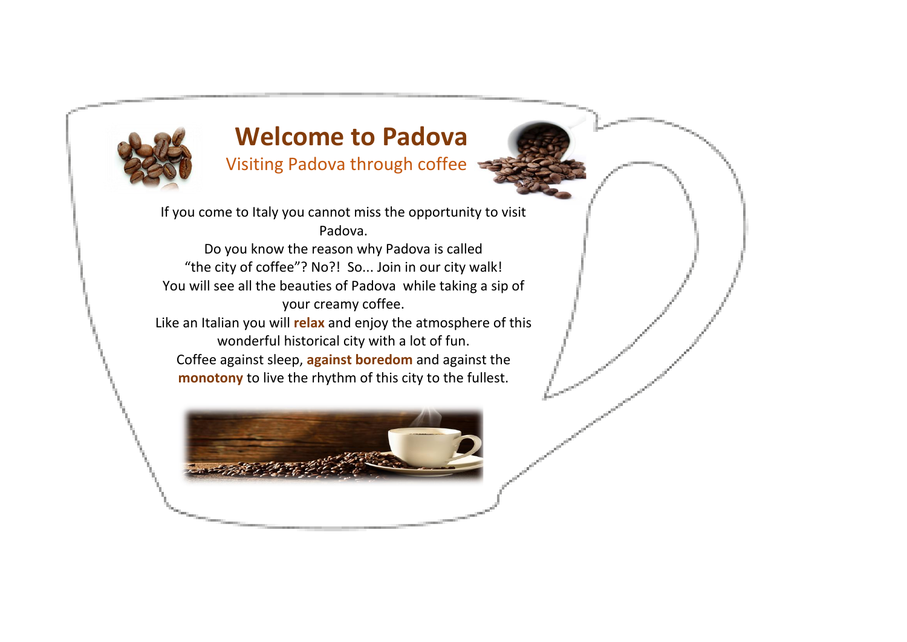# Welcome to Padova

## Visiting Padova through coffee

If you come to Italy you cannot miss the opportunity to visit Padova.

Do you know the reason why Padova is called "the city of coffee"? No?! So... Join in our city walk!

You will see all the beauties of Padova while taking a sip of your creamy coffee.

Like an Italian you will **relax** and enjoy the atmosphere of this wonderful historical city with a lot of fun.

Coffee against sleep, **against boredom** and against the **monotony** to live the rhythm of this city to the fullest.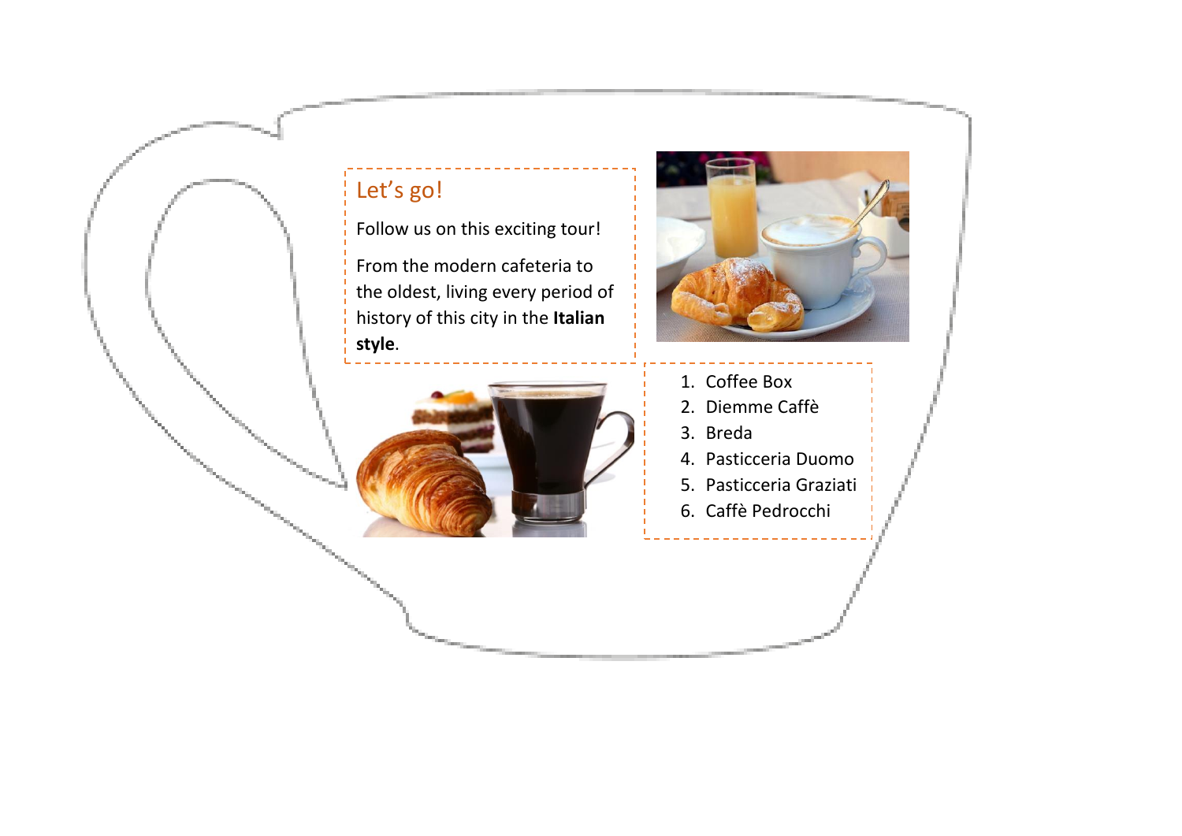## Let's go!

Follow us on this exciting tour!

From the modern cafeteria to the oldest, living every period of history of this city in the **Italian style**.

1. Coffee Box
2. Diemme Caffè
3. Breda
4. Pasticceria Duomo
5. Pasticceria Graziati
6. Caffè Pedrocchi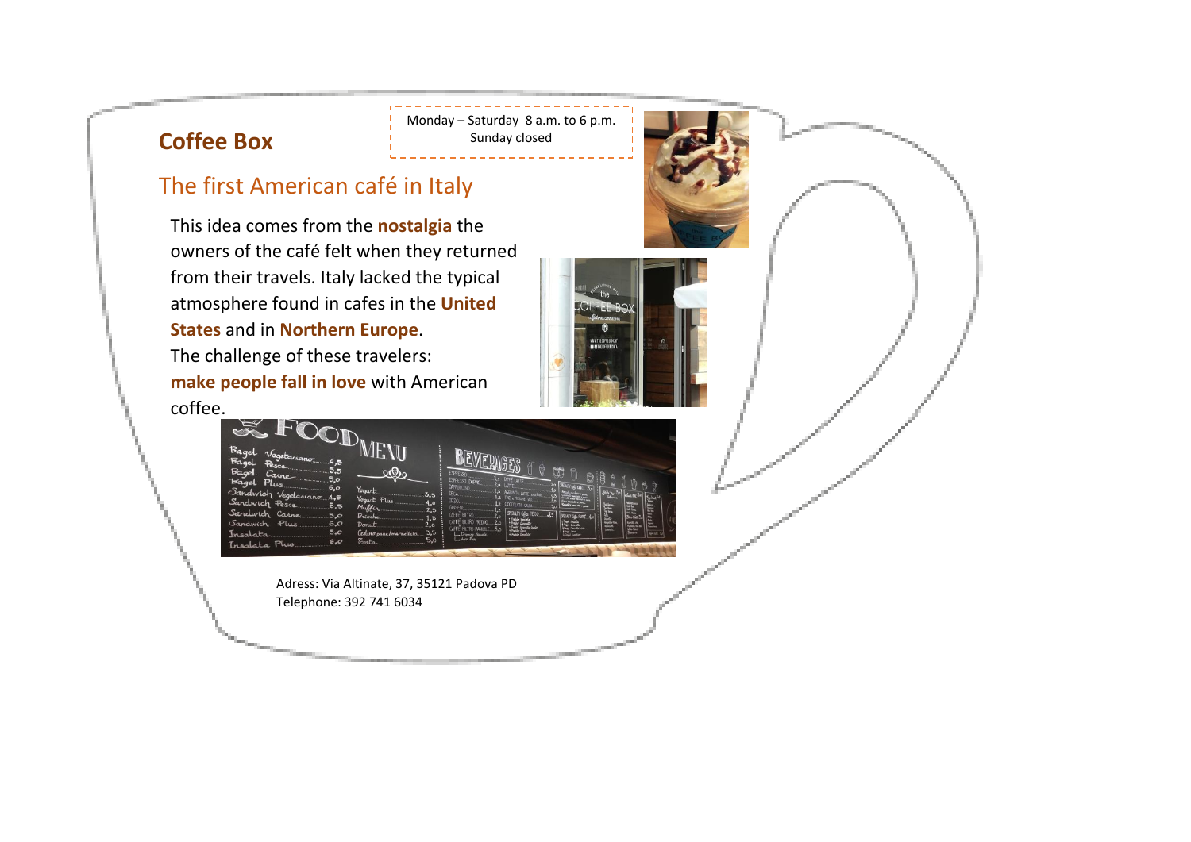## Coffee Box

Monday – Saturday 8 a.m. to 6 p.m.
Sunday closed

### The first American café in Italy

This idea comes from the **nostalgia** the owners of the café felt when they returned from their travels. Italy lacked the typical atmosphere found in cafes in the **United States** and in **Northern Europe**.
The challenge of these travelers:
**make people fall in love** with American coffee.

Adress: Via Altinate, 37, 35121 Padova PD
Telephone: 392 741 6034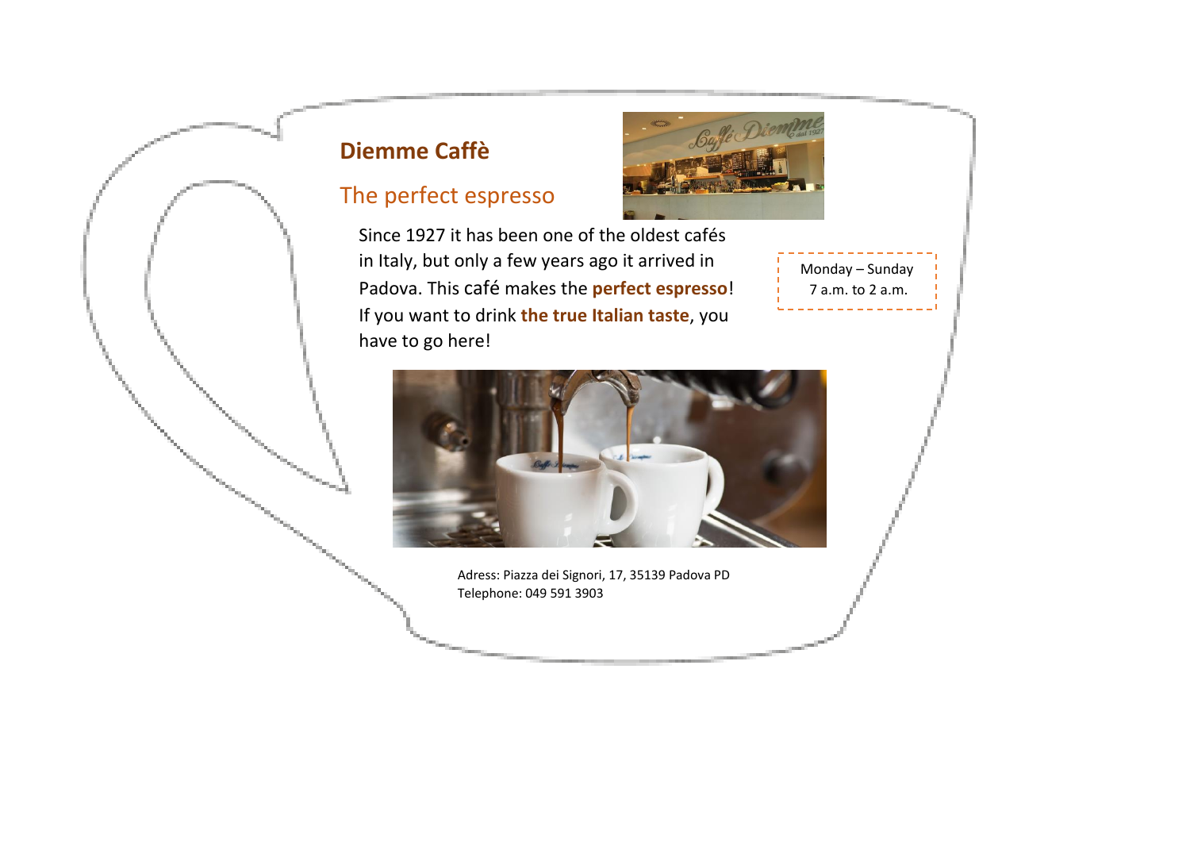# Diemme Caffè

## The perfect espresso

Since 1927 it has been one of the oldest cafés in Italy, but only a few years ago it arrived in Padova. This café makes the **perfect espresso**! If you want to drink **the true Italian taste**, you have to go here!

Monday – Sunday
7 a.m. to 2 a.m.

Adress: Piazza dei Signori, 17, 35139 Padova PD
Telephone: 049 591 3903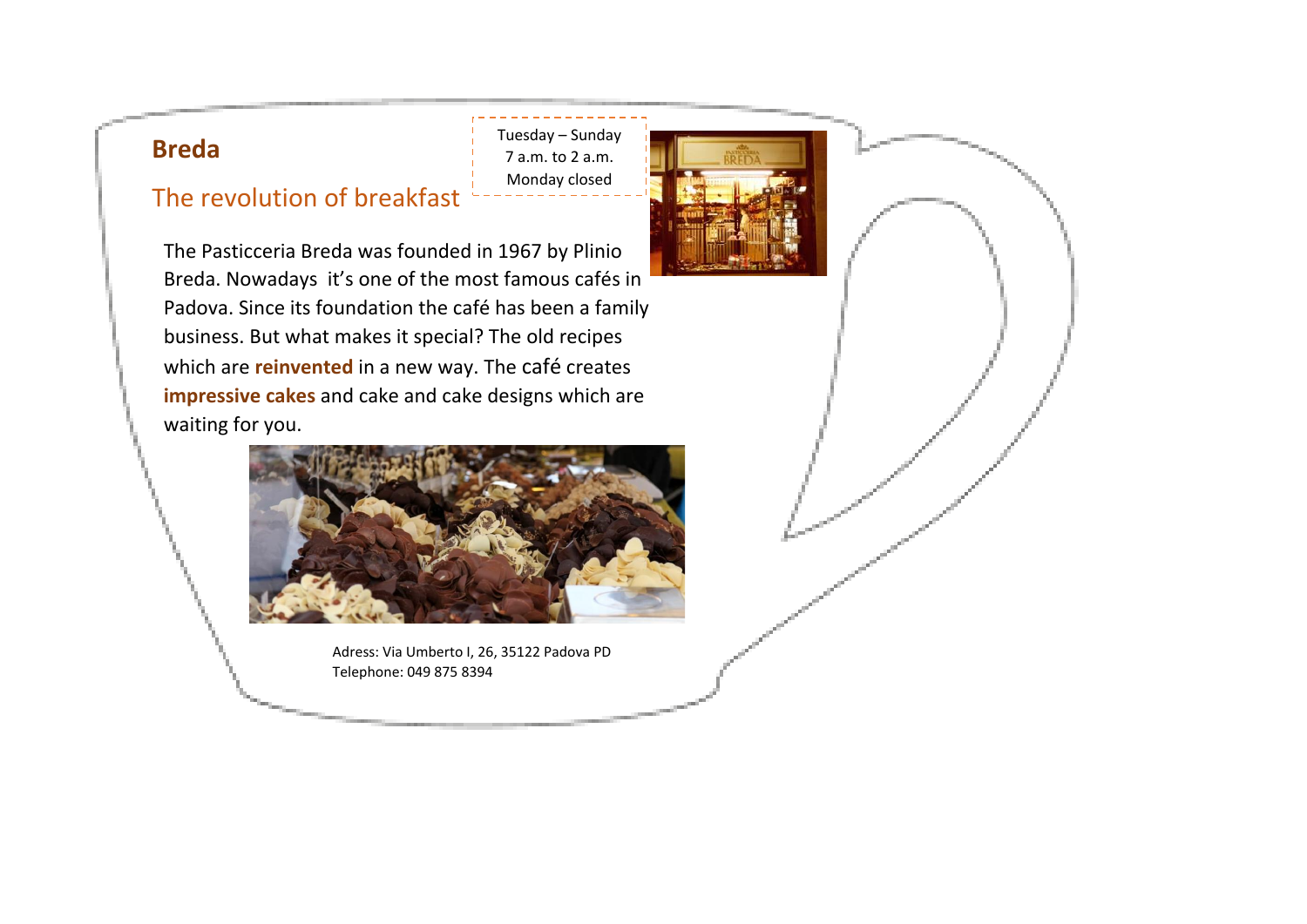## Breda

### The revolution of breakfast

Tuesday – Sunday
7 a.m. to 2 a.m.
Monday closed

The Pasticceria Breda was founded in 1967 by Plinio Breda. Nowadays it's one of the most famous cafés in Padova. Since its foundation the café has been a family business. But what makes it special? The old recipes which are **reinvented** in a new way. The café creates **impressive cakes** and cake and cake designs which are waiting for you.

Adress: Via Umberto I, 26, 35122 Padova PD
Telephone: 049 875 8394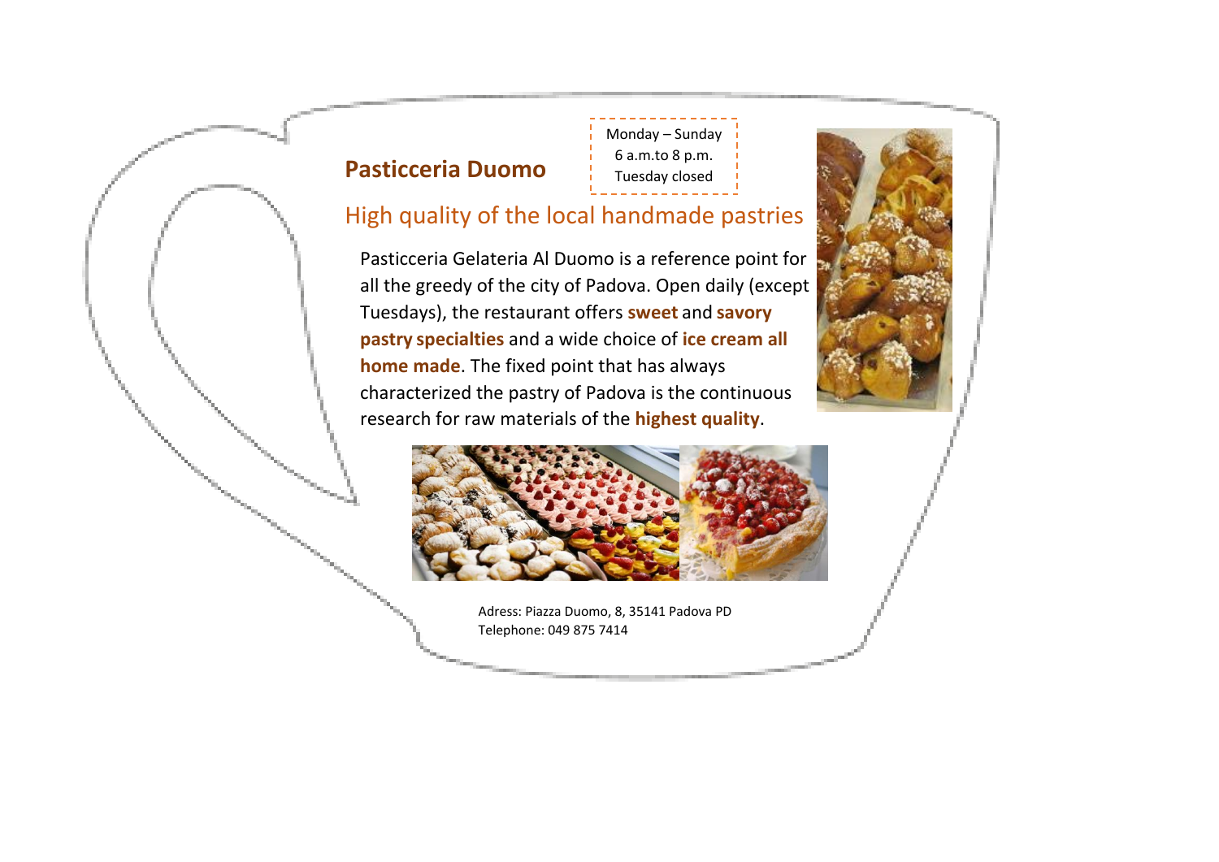## Pasticceria Duomo

Monday – Sunday
6 a.m.to 8 p.m.
Tuesday closed

### High quality of the local handmade pastries

Pasticceria Gelateria Al Duomo is a reference point for all the greedy of the city of Padova. Open daily (except Tuesdays), the restaurant offers **sweet** and **savory pastry specialties** and a wide choice of **ice cream all home made**. The fixed point that has always characterized the pastry of Padova is the continuous research for raw materials of the **highest quality**.

Adress: Piazza Duomo, 8, 35141 Padova PD
Telephone: 049 875 7414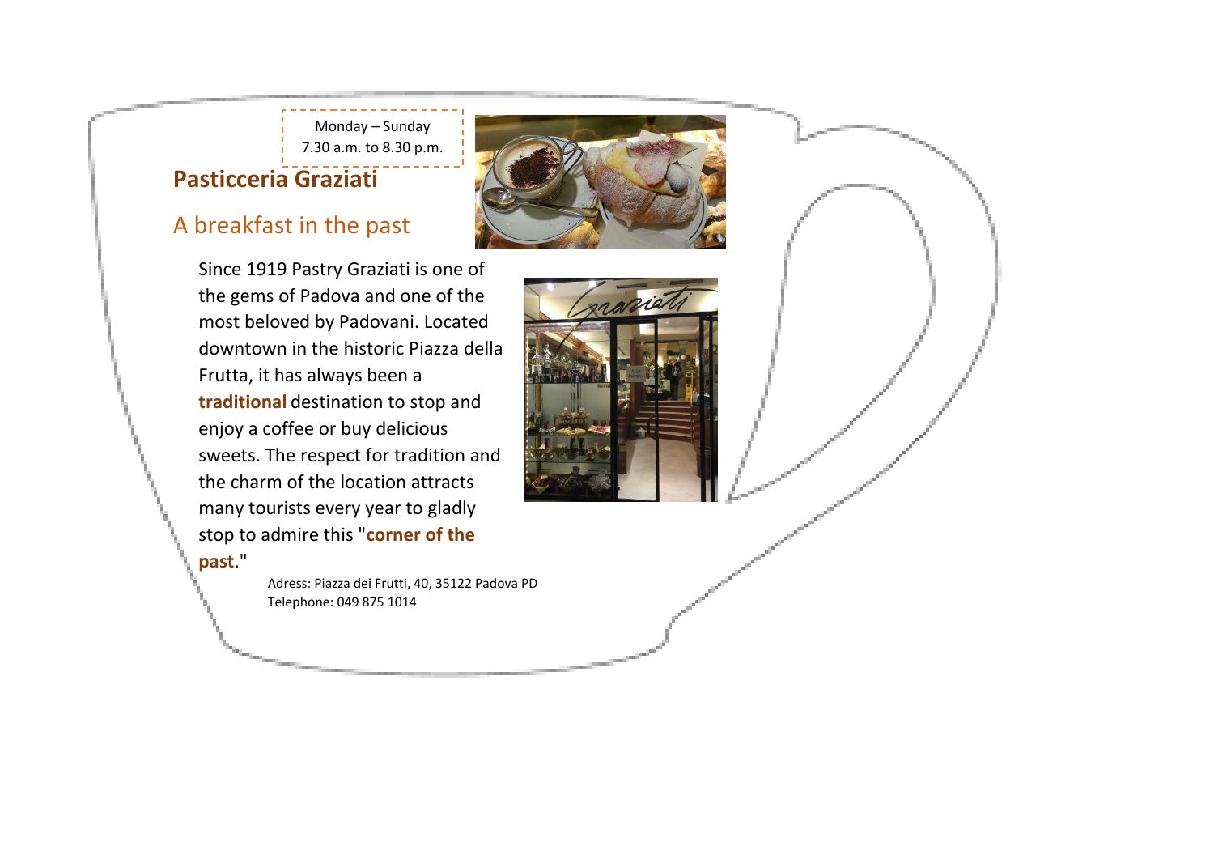Monday – Sunday
7.30 a.m. to 8.30 p.m.

## Pasticceria Graziati

### A breakfast in the past

Since 1919 Pastry Graziati is one of the gems of Padova and one of the most beloved by Padovani. Located downtown in the historic Piazza della Frutta, it has always been a **traditional** destination to stop and enjoy a coffee or buy delicious sweets. The respect for tradition and the charm of the location attracts many tourists every year to gladly stop to admire this "**corner of the past**."

Adress: Piazza dei Frutti, 40, 35122 Padova PD
Telephone: 049 875 1014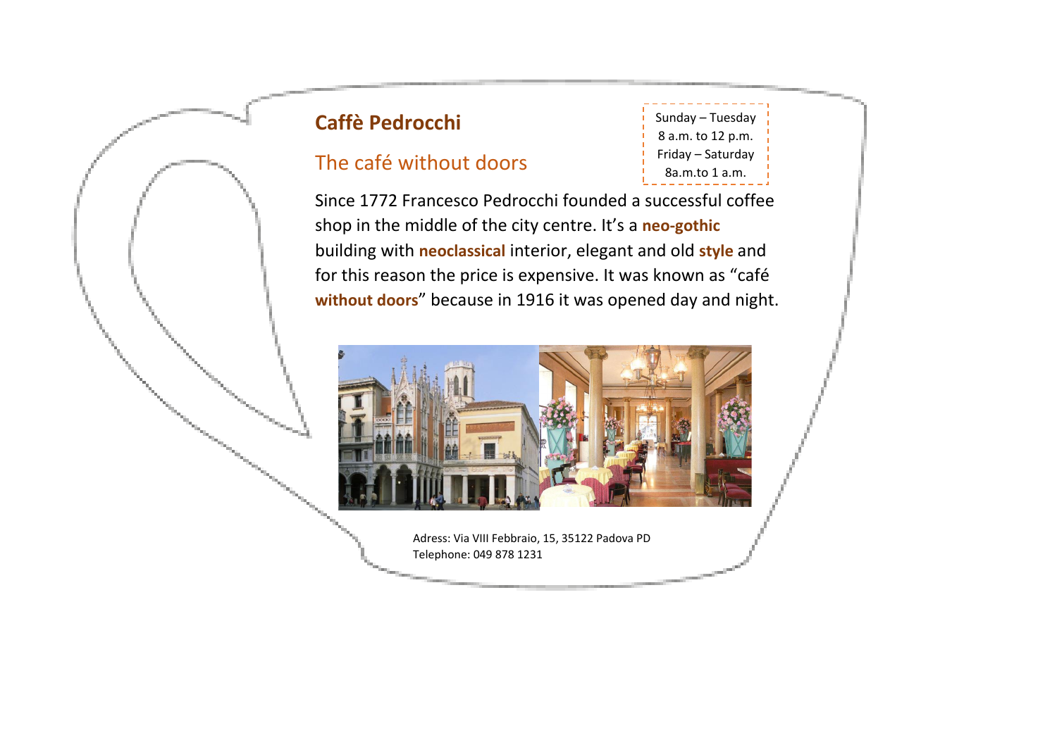## Caffè Pedrocchi

### The café without doors

Sunday – Tuesday
8 a.m. to 12 p.m.
Friday – Saturday
8a.m.to 1 a.m.

Since 1772 Francesco Pedrocchi founded a successful coffee shop in the middle of the city centre. It's a **neo-gothic** building with **neoclassical** interior, elegant and old **style** and for this reason the price is expensive. It was known as "café **without doors**" because in 1916 it was opened day and night.

Adress: Via VIII Febbraio, 15, 35122 Padova PD
Telephone: 049 878 1231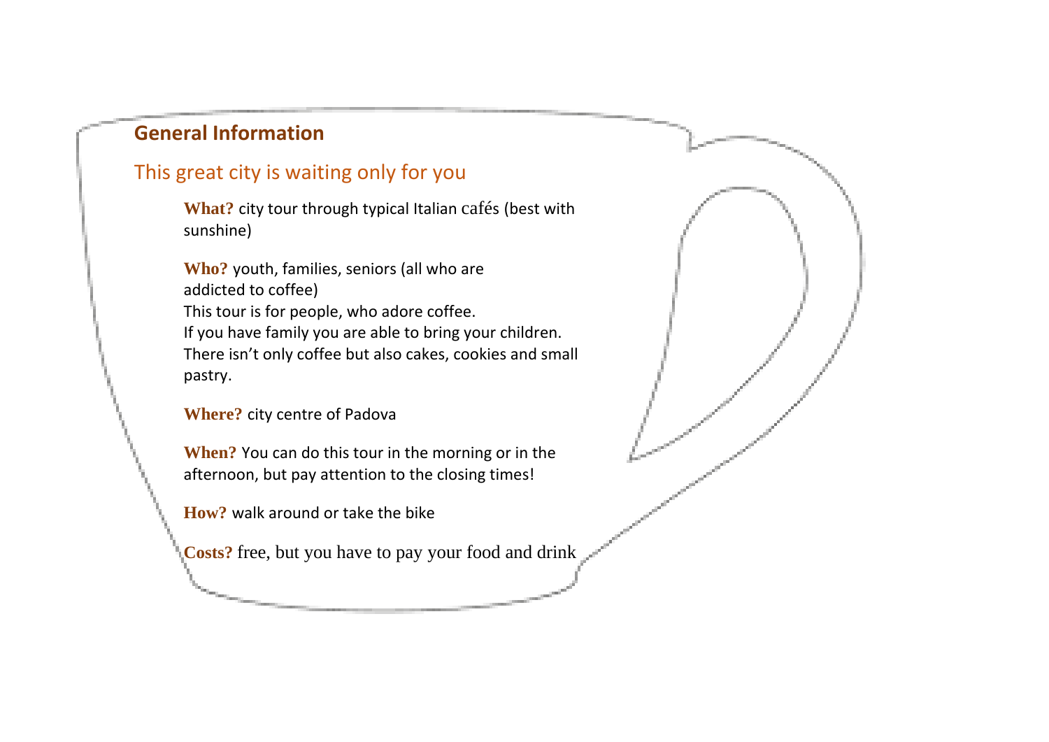## General Information

### This great city is waiting only for you

**What?** city tour through typical Italian cafés (best with sunshine)

**Who?** youth, families, seniors (all who are addicted to coffee)
This tour is for people, who adore coffee.
If you have family you are able to bring your children.
There isn't only coffee but also cakes, cookies and small pastry.

**Where?** city centre of Padova

**When?** You can do this tour in the morning or in the afternoon, but pay attention to the closing times!

**How?** walk around or take the bike

**Costs?** free, but you have to pay your food and drink